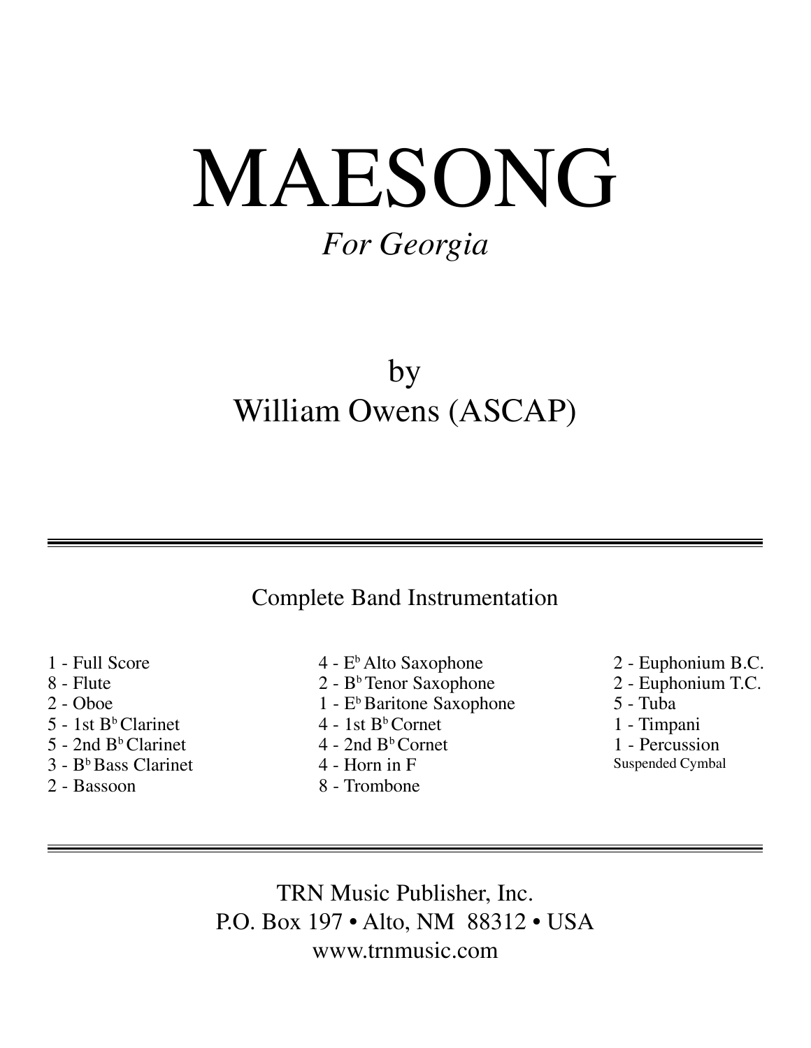# MAESONG

*For Georgia*

by
William Owens (ASCAP)

---

Complete Band Instrumentation

- 1 - Full Score
- 8 - Flute
- 2 - Oboe
- 5 - 1st B♭ Clarinet
- 5 - 2nd B♭ Clarinet
- 3 - B♭ Bass Clarinet
- 2 - Bassoon
- 4 - E♭ Alto Saxophone
- 2 - B♭ Tenor Saxophone
- 1 - E♭ Baritone Saxophone
- 4 - 1st B♭ Cornet
- 4 - 2nd B♭ Cornet
- 4 - Horn in F
- 8 - Trombone
- 2 - Euphonium B.C.
- 2 - Euphonium T.C.
- 5 - Tuba
- 1 - Timpani
- 1 - Percussion
  Suspended Cymbal

---

TRN Music Publisher, Inc.
P.O. Box 197 • Alto, NM 88312 • USA
www.trnmusic.com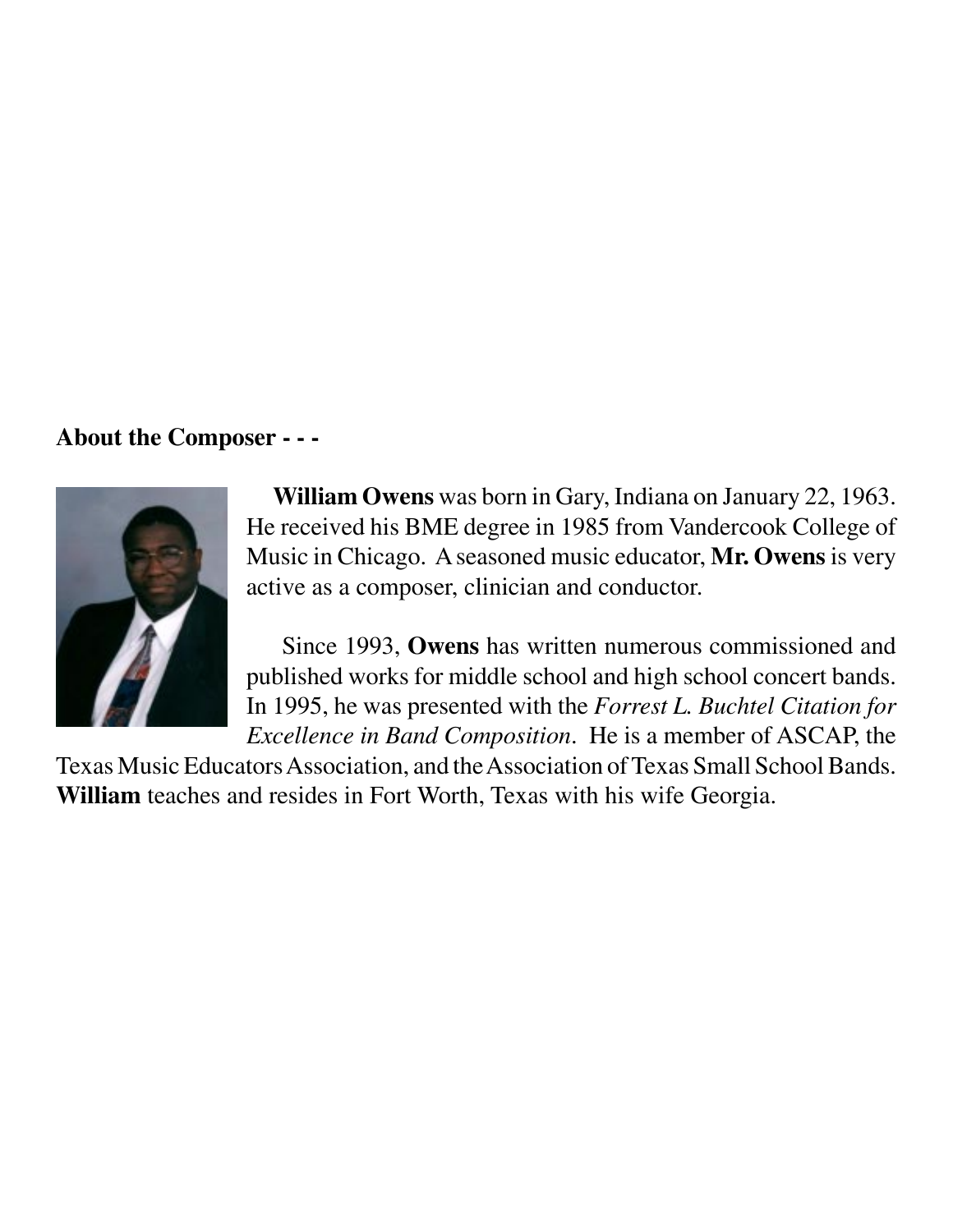**About the Composer - - -**

**William Owens** was born in Gary, Indiana on January 22, 1963. He received his BME degree in 1985 from Vandercook College of Music in Chicago. A seasoned music educator, **Mr. Owens** is very active as a composer, clinician and conductor.

Since 1993, **Owens** has written numerous commissioned and published works for middle school and high school concert bands. In 1995, he was presented with the *Forrest L. Buchtel Citation for Excellence in Band Composition*. He is a member of ASCAP, the Texas Music Educators Association, and the Association of Texas Small School Bands. **William** teaches and resides in Fort Worth, Texas with his wife Georgia.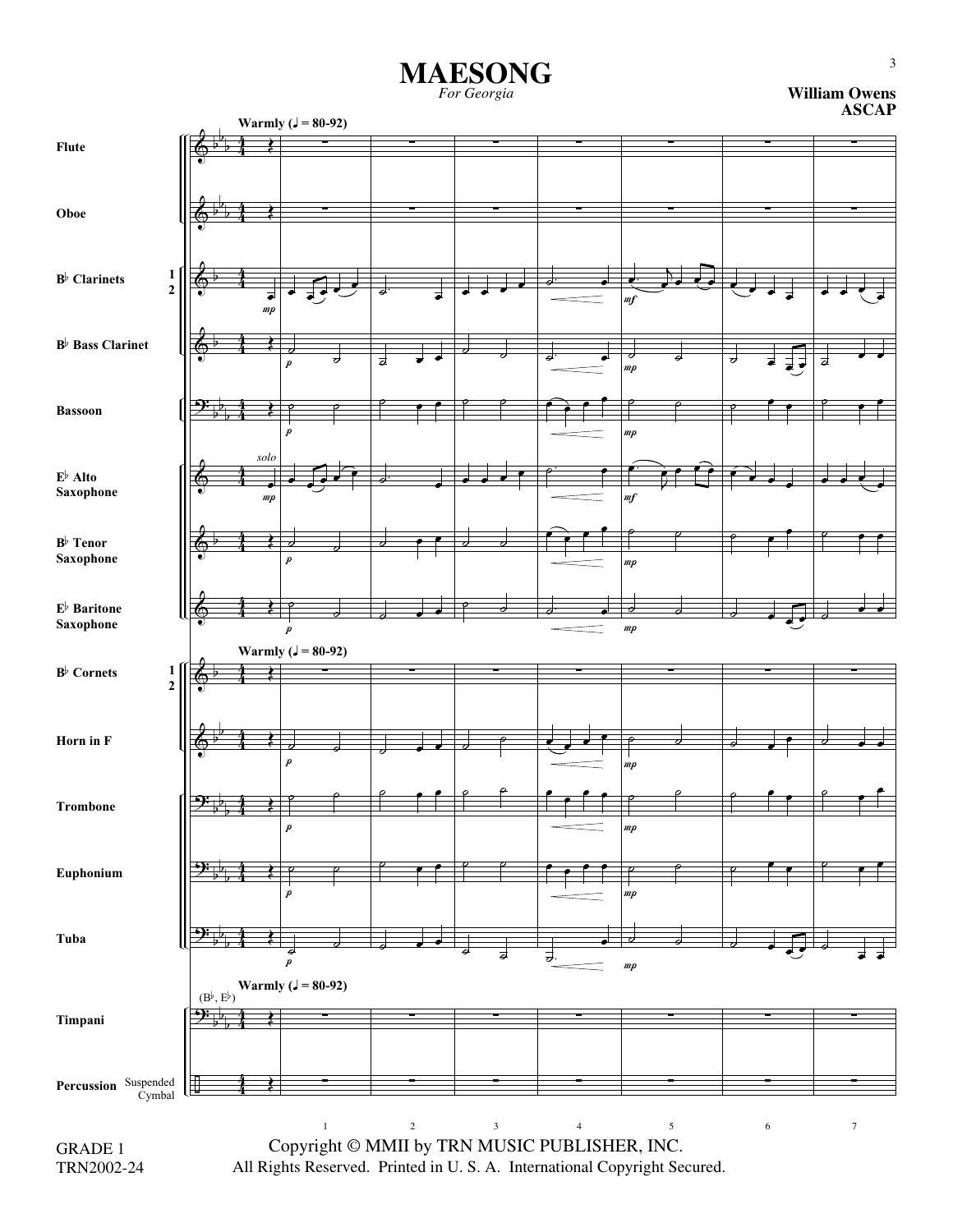# MAESONG

*For Georgia*

**William Owens**
**ASCAP**

Warmly (♩ = 80-92)

Flute

Oboe

B♭ Clarinets 1 2

B♭ Bass Clarinet

Bassoon

E♭ Alto Saxophone

B♭ Tenor Saxophone

E♭ Baritone Saxophone

B♭ Cornets 1 2

Horn in F

Trombone

Euphonium

Tuba

Timpani (B♭, E♭)

Percussion Suspended Cymbal

GRADE 1
TRN2002-24

Copyright © MMII by TRN MUSIC PUBLISHER, INC.
All Rights Reserved. Printed in U. S. A. International Copyright Secured.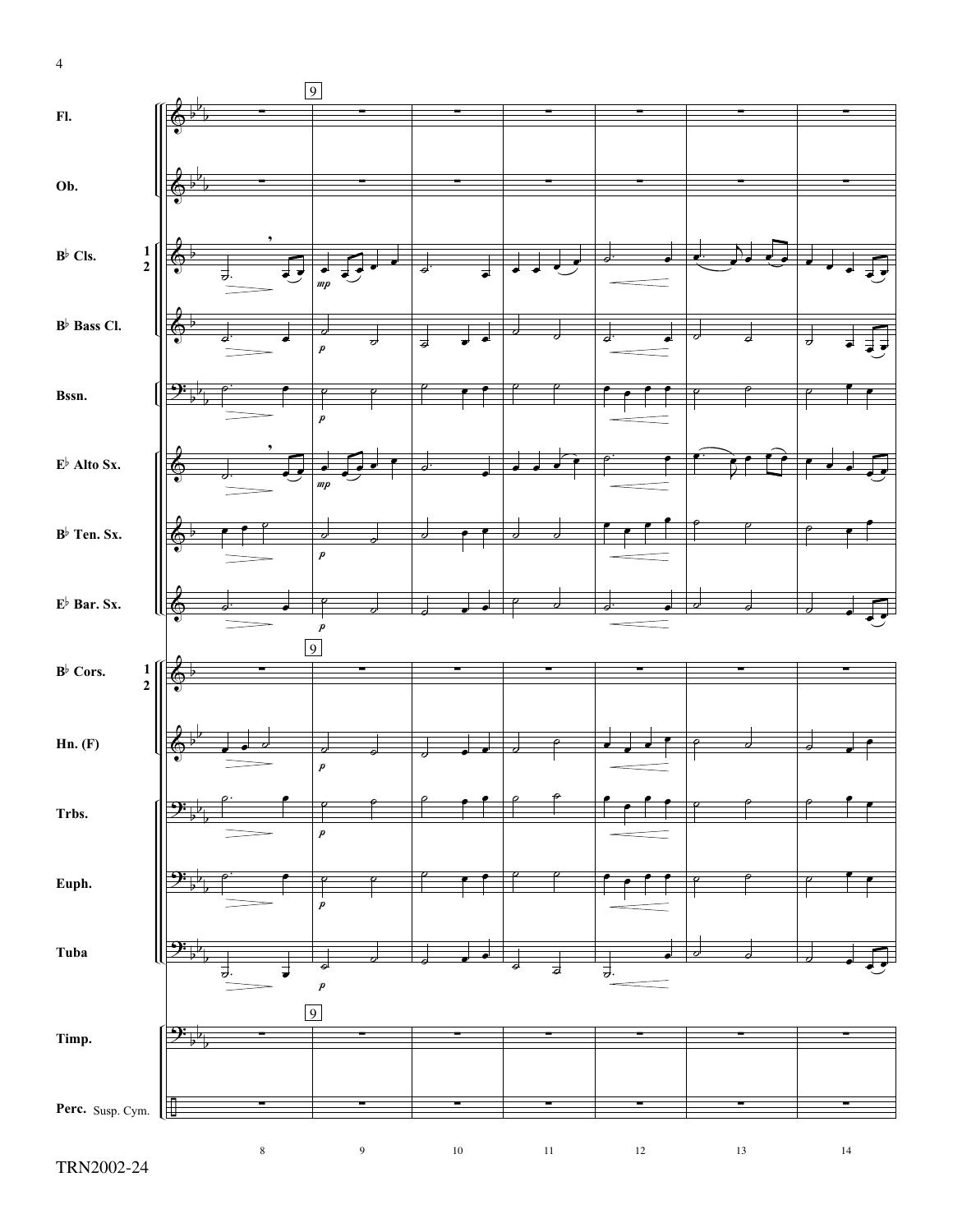9

Fl.

Ob.

B♭ Cls. 1 2

*mp*

B♭ Bass Cl.

*p*

Bssn.

*p*

E♭ Alto Sx.

*mp*

B♭ Ten. Sx.

*p*

E♭ Bar. Sx.

*p*

9

B♭ Cors. 1 2

Hn. (F)

*p*

Trbs.

*p*

Euph.

*p*

Tuba

*p*

9

Timp.

Perc. Susp. Cym.

8 9 10 11 12 13 14

TRN2002-24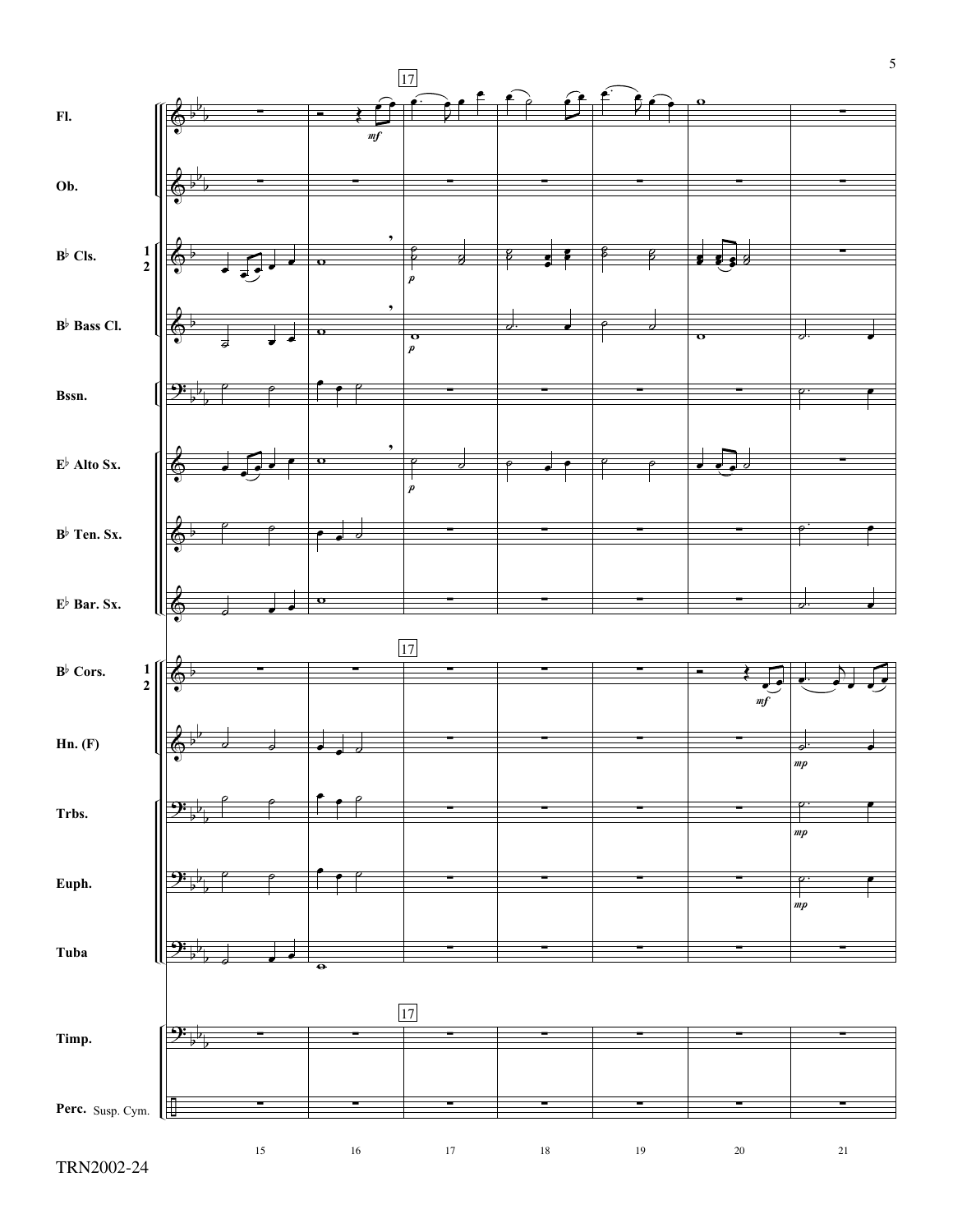Fl.

Ob.

B♭ Cls. 1 2

B♭ Bass Cl.

Bssn.

E♭ Alto Sx.

B♭ Ten. Sx.

E♭ Bar. Sx.

B♭ Cors. 1 2

Hn. (F)

Trbs.

Euph.

Tuba

Timp.

Perc. Susp. Cym.

17

*mf* *p* *mp*

15 16 17 18 19 20 21

TRN2002-24